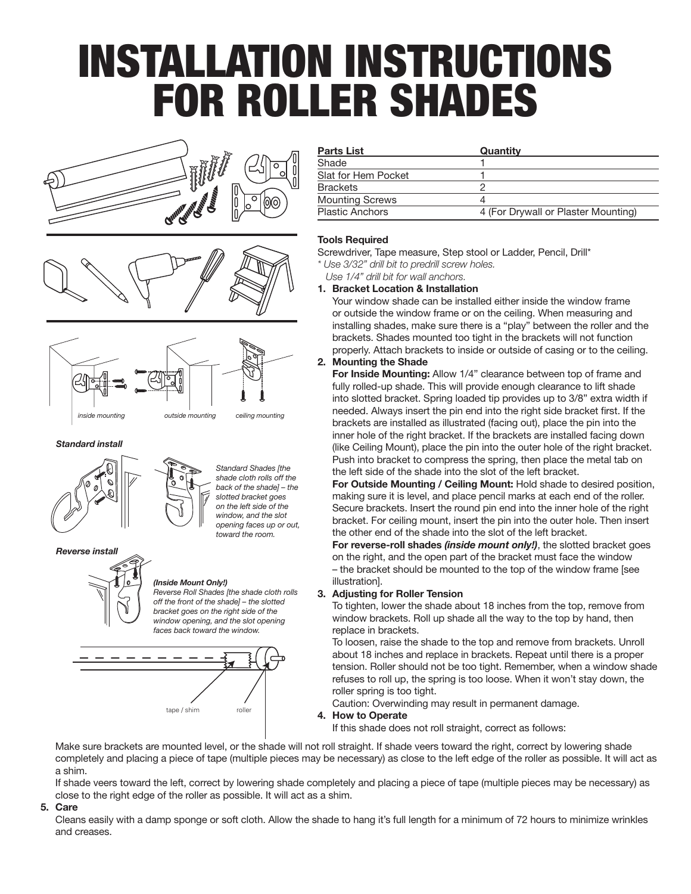# INSTALLATION INSTRUCTIONS FOR ROLLER SHADES

*inside mounting* *outside mounting* *ceiling mounting*

***Standard install***

*Standard Shades [the shade cloth rolls off the back of the shade] – the slotted bracket goes on the left side of the window, and the slot opening faces up or out, toward the room.*

***Reverse install***

***(Inside Mount Only!)***
*Reverse Roll Shades [the shade cloth rolls off the front of the shade] – the slotted bracket goes on the right side of the window opening, and the slot opening faces back toward the window.*

tape / shim roller

| Parts List | Quantity |
|---|---|
| Shade | 1 |
| Slat for Hem Pocket | 1 |
| Brackets | 2 |
| Mounting Screws | 4 |
| Plastic Anchors | 4 (For Drywall or Plaster Mounting) |

**Tools Required**

Screwdriver, Tape measure, Step stool or Ladder, Pencil, Drill*

*\* Use 3/32" drill bit to predrill screw holes.*
*Use 1/4" drill bit for wall anchors.*

1. **Bracket Location & Installation**
   Your window shade can be installed either inside the window frame or outside the window frame or on the ceiling. When measuring and installing shades, make sure there is a "play" between the roller and the brackets. Shades mounted too tight in the brackets will not function properly. Attach brackets to inside or outside of casing or to the ceiling.
2. **Mounting the Shade**
   **For Inside Mounting:** Allow 1/4" clearance between top of frame and fully rolled-up shade. This will provide enough clearance to lift shade into slotted bracket. Spring loaded tip provides up to 3/8" extra width if needed. Always insert the pin end into the right side bracket first. If the brackets are installed as illustrated (facing out), place the pin into the inner hole of the right bracket. If the brackets are installed facing down (like Ceiling Mount), place the pin into the outer hole of the right bracket. Push into bracket to compress the spring, then place the metal tab on the left side of the shade into the slot of the left bracket.
   **For Outside Mounting / Ceiling Mount:** Hold shade to desired position, making sure it is level, and place pencil marks at each end of the roller. Secure brackets. Insert the round pin end into the inner hole of the right bracket. For ceiling mount, insert the pin into the outer hole. Then insert the other end of the shade into the slot of the left bracket.
   **For reverse-roll shades *(inside mount only!)***, the slotted bracket goes on the right, and the open part of the bracket must face the window – the bracket should be mounted to the top of the window frame [see illustration].
3. **Adjusting for Roller Tension**
   To tighten, lower the shade about 18 inches from the top, remove from window brackets. Roll up shade all the way to the top by hand, then replace in brackets.
   To loosen, raise the shade to the top and remove from brackets. Unroll about 18 inches and replace in brackets. Repeat until there is a proper tension. Roller should not be too tight. Remember, when a window shade refuses to roll up, the spring is too loose. When it won't stay down, the roller spring is too tight.
   Caution: Overwinding may result in permanent damage.
4. **How to Operate**
   If this shade does not roll straight, correct as follows:
   Make sure brackets are mounted level, or the shade will not roll straight. If shade veers toward the right, correct by lowering shade completely and placing a piece of tape (multiple pieces may be necessary) as close to the left edge of the roller as possible. It will act as a shim.
   If shade veers toward the left, correct by lowering shade completely and placing a piece of tape (multiple pieces may be necessary) as close to the right edge of the roller as possible. It will act as a shim.
5. **Care**
   Cleans easily with a damp sponge or soft cloth. Allow the shade to hang it's full length for a minimum of 72 hours to minimize wrinkles and creases.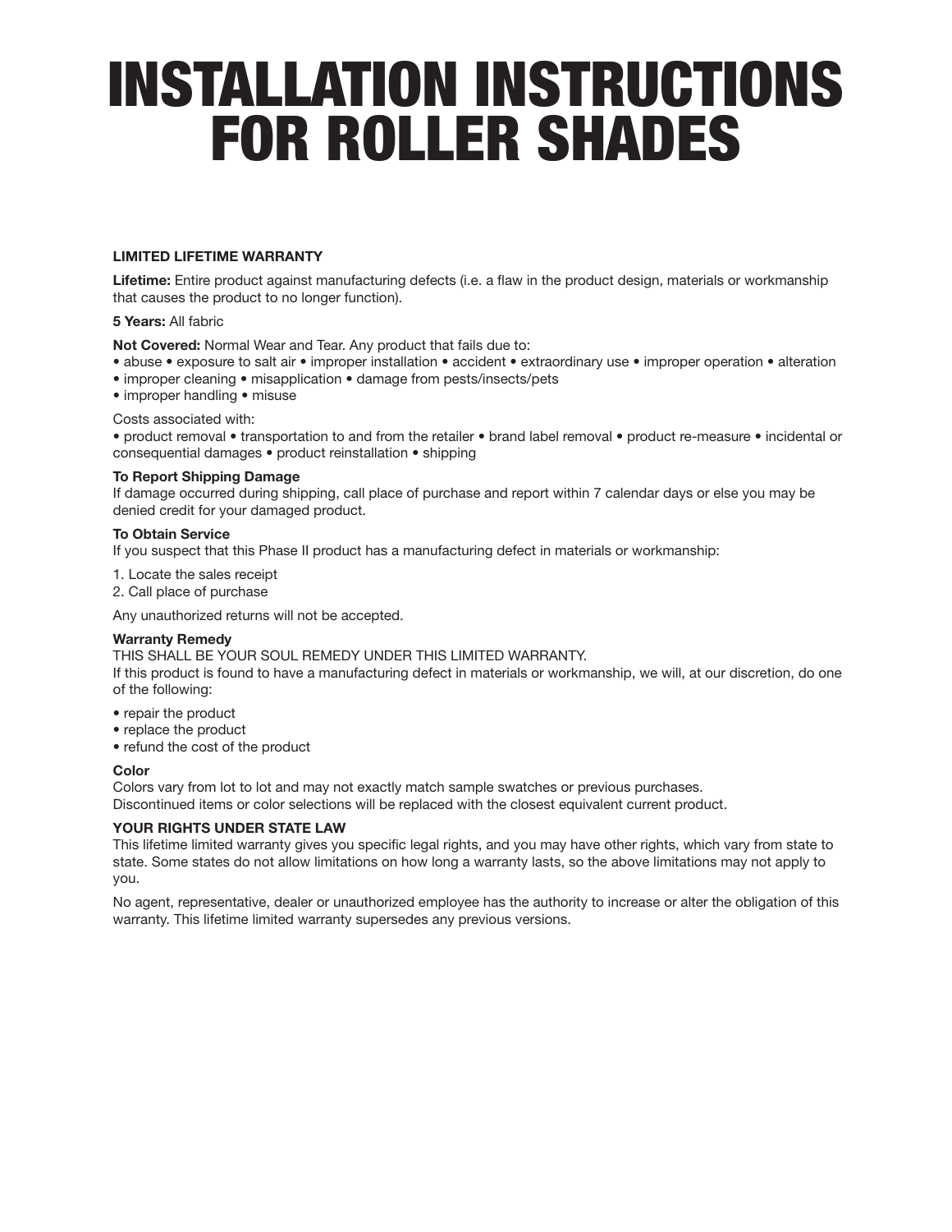# INSTALLATION INSTRUCTIONS FOR ROLLER SHADES

**LIMITED LIFETIME WARRANTY**

**Lifetime:** Entire product against manufacturing defects (i.e. a flaw in the product design, materials or workmanship that causes the product to no longer function).

**5 Years:** All fabric

**Not Covered:** Normal Wear and Tear. Any product that fails due to:
• abuse • exposure to salt air • improper installation • accident • extraordinary use • improper operation • alteration
• improper cleaning • misapplication • damage from pests/insects/pets
• improper handling • misuse

Costs associated with:
• product removal • transportation to and from the retailer • brand label removal • product re-measure • incidental or consequential damages • product reinstallation • shipping

**To Report Shipping Damage**
If damage occurred during shipping, call place of purchase and report within 7 calendar days or else you may be denied credit for your damaged product.

**To Obtain Service**
If you suspect that this Phase II product has a manufacturing defect in materials or workmanship:

1. Locate the sales receipt
2. Call place of purchase

Any unauthorized returns will not be accepted.

**Warranty Remedy**
THIS SHALL BE YOUR SOUL REMEDY UNDER THIS LIMITED WARRANTY.
If this product is found to have a manufacturing defect in materials or workmanship, we will, at our discretion, do one of the following:

- repair the product
- replace the product
- refund the cost of the product

**Color**
Colors vary from lot to lot and may not exactly match sample swatches or previous purchases.
Discontinued items or color selections will be replaced with the closest equivalent current product.

**YOUR RIGHTS UNDER STATE LAW**
This lifetime limited warranty gives you specific legal rights, and you may have other rights, which vary from state to state. Some states do not allow limitations on how long a warranty lasts, so the above limitations may not apply to you.

No agent, representative, dealer or unauthorized employee has the authority to increase or alter the obligation of this warranty. This lifetime limited warranty supersedes any previous versions.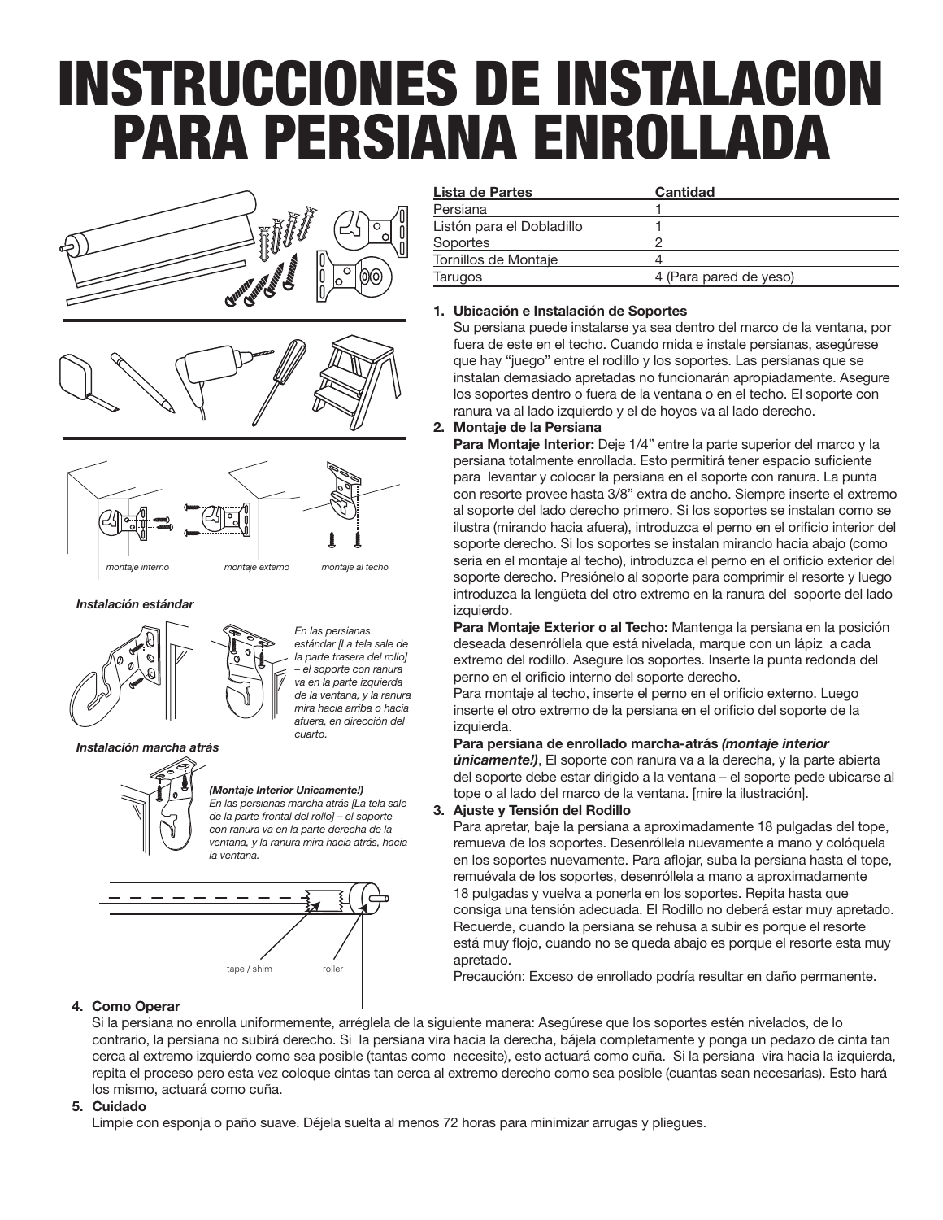# INSTRUCCIONES DE INSTALACION PARA PERSIANA ENROLLADA

montaje interno

montaje externo

montaje al techo

***Instalación estándar***

*En las persianas estándar [La tela sale de la parte trasera del rollo] – el soporte con ranura va en la parte izquierda de la ventana, y la ranura mira hacia arriba o hacia afuera, en dirección del cuarto.*

***Instalación marcha atrás***

***(Montaje Interior Unicamente!)***
*En las persianas marcha atrás [La tela sale de la parte frontal del rollo] – el soporte con ranura va en la parte derecha de la ventana, y la ranura mira hacia atrás, hacia la ventana.*

tape / shim

roller

| Lista de Partes | Cantidad |
|---|---|
| Persiana | 1 |
| Listón para el Dobladillo | 1 |
| Soportes | 2 |
| Tornillos de Montaje | 4 |
| Tarugos | 4 (Para pared de yeso) |

1. **Ubicación e Instalación de Soportes**
   Su persiana puede instalarse ya sea dentro del marco de la ventana, por fuera de este en el techo. Cuando mida e instale persianas, asegúrese que hay "juego" entre el rodillo y los soportes. Las persianas que se instalan demasiado apretadas no funcionarán apropiadamente. Asegure los soportes dentro o fuera de la ventana o en el techo. El soporte con ranura va al lado izquierdo y el de hoyos va al lado derecho.

2. **Montaje de la Persiana**
   **Para Montaje Interior:** Deje 1/4" entre la parte superior del marco y la persiana totalmente enrollada. Esto permitirá tener espacio suficiente para levantar y colocar la persiana en el soporte con ranura. La punta con resorte provee hasta 3/8" extra de ancho. Siempre inserte el extremo al soporte del lado derecho primero. Si los soportes se instalan como se ilustra (mirando hacia afuera), introduzca el perno en el orificio interior del soporte derecho. Si los soportes se instalan mirando hacia abajo (como seria en el montaje al techo), introduzca el perno en el orificio exterior del soporte derecho. Presiónelo al soporte para comprimir el resorte y luego introduzca la lengüeta del otro extremo en la ranura del soporte del lado izquierdo.
   **Para Montaje Exterior o al Techo:** Mantenga la persiana en la posición deseada desenróllela que esté nivelada, marque con un lápiz a cada extremo del rodillo. Asegure los soportes. Inserte la punta redonda del perno en el orificio interno del soporte derecho.
   Para montaje al techo, inserte el perno en el orificio externo. Luego inserte el otro extremo de la persiana en el orificio del soporte de la izquierda.
   **Para persiana de enrollado marcha-atrás *(montaje interior únicamente!)***, El soporte con ranura va a la derecha, y la parte abierta del soporte debe estar dirigido a la ventana – el soporte pede ubicarse al tope o al lado del marco de la ventana. [mire la ilustración].

3. **Ajuste y Tensión del Rodillo**
   Para apretar, baje la persiana a aproximadamente 18 pulgadas del tope, remueva de los soportes. Desenróllela nuevamente a mano y colóquela en los soportes nuevamente. Para aflojar, suba la persiana hasta el tope, remuévala de los soportes, desenróllela a mano a aproximadamente 18 pulgadas y vuelva a ponerla en los soportes. Repita hasta que consiga una tensión adecuada. El Rodillo no deberá estar muy apretado. Recuerde, cuando la persiana se rehusa a subir es porque el resorte está muy flojo, cuando no se queda abajo es porque el resorte esta muy apretado.
   Precaución: Exceso de enrollado podría resultar en daño permanente.

4. **Como Operar**
   Si la persiana no enrolla uniformemente, arréglela de la siguiente manera: Asegúrese que los soportes estén nivelados, de lo contrario, la persiana no subirá derecho. Si la persiana vira hacia la derecha, bájela completamente y ponga un pedazo de cinta tan cerca al extremo izquierdo como sea posible (tantas como necesite), esto actuará como cuña. Si la persiana vira hacia la izquierda, repita el proceso pero esta vez coloque cintas tan cerca al extremo derecho como sea posible (cuantas sean necesarias). Esto hará los mismo, actuará como cuña.

5. **Cuidado**
   Limpie con esponja o paño suave. Déjela suelta al menos 72 horas para minimizar arrugas y pliegues.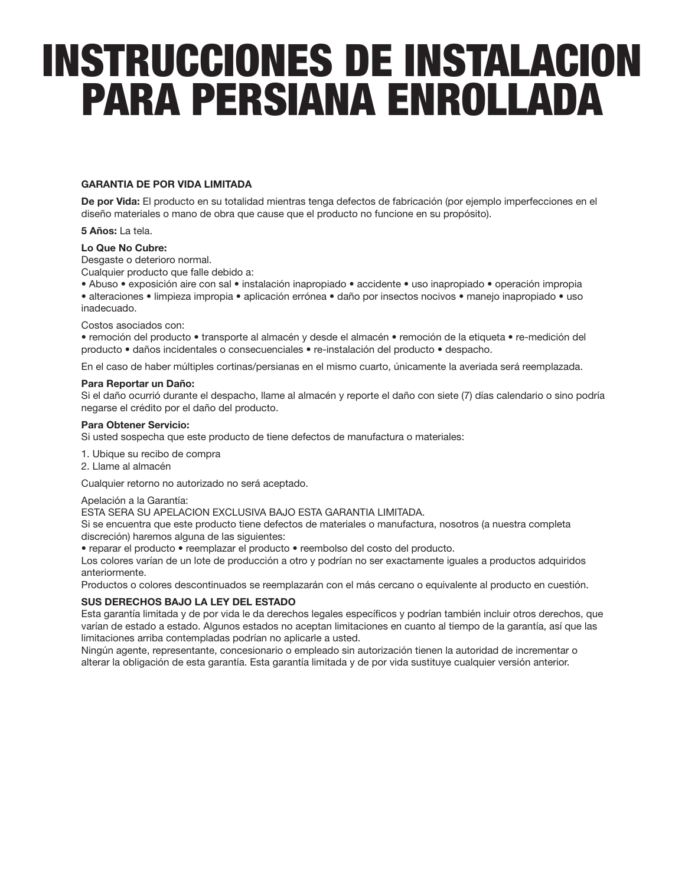# INSTRUCCIONES DE INSTALACION PARA PERSIANA ENROLLADA

**GARANTIA DE POR VIDA LIMITADA**

**De por Vida:** El producto en su totalidad mientras tenga defectos de fabricación (por ejemplo imperfecciones en el diseño materiales o mano de obra que cause que el producto no funcione en su propósito).

**5 Años:** La tela.

**Lo Que No Cubre:**
Desgaste o deterioro normal.
Cualquier producto que falle debido a:
• Abuso • exposición aire con sal • instalación inapropiado • accidente • uso inapropiado • operación impropia • alteraciones • limpieza impropia • aplicación errónea • daño por insectos nocivos • manejo inapropiado • uso inadecuado.

Costos asociados con:
• remoción del producto • transporte al almacén y desde el almacén • remoción de la etiqueta • re-medición del producto • daños incidentales o consecuenciales • re-instalación del producto • despacho.

En el caso de haber múltiples cortinas/persianas en el mismo cuarto, únicamente la averiada será reemplazada.

**Para Reportar un Daño:**
Si el daño ocurrió durante el despacho, llame al almacén y reporte el daño con siete (7) días calendario o sino podría negarse el crédito por el daño del producto.

**Para Obtener Servicio:**
Si usted sospecha que este producto de tiene defectos de manufactura o materiales:

1. Ubique su recibo de compra
2. Llame al almacén

Cualquier retorno no autorizado no será aceptado.

Apelación a la Garantía:
ESTA SERA SU APELACION EXCLUSIVA BAJO ESTA GARANTIA LIMITADA.
Si se encuentra que este producto tiene defectos de materiales o manufactura, nosotros (a nuestra completa discreción) haremos alguna de las siguientes:
• reparar el producto • reemplazar el producto • reembolso del costo del producto.
Los colores varían de un lote de producción a otro y podrían no ser exactamente iguales a productos adquiridos anteriormente.
Productos o colores descontinuados se reemplazarán con el más cercano o equivalente al producto en cuestión.

**SUS DERECHOS BAJO LA LEY DEL ESTADO**
Esta garantía limitada y de por vida le da derechos legales específicos y podrían también incluir otros derechos, que varían de estado a estado. Algunos estados no aceptan limitaciones en cuanto al tiempo de la garantía, así que las limitaciones arriba contempladas podrían no aplicarle a usted.
Ningún agente, representante, concesionario o empleado sin autorización tienen la autoridad de incrementar o alterar la obligación de esta garantía. Esta garantía limitada y de por vida sustituye cualquier versión anterior.